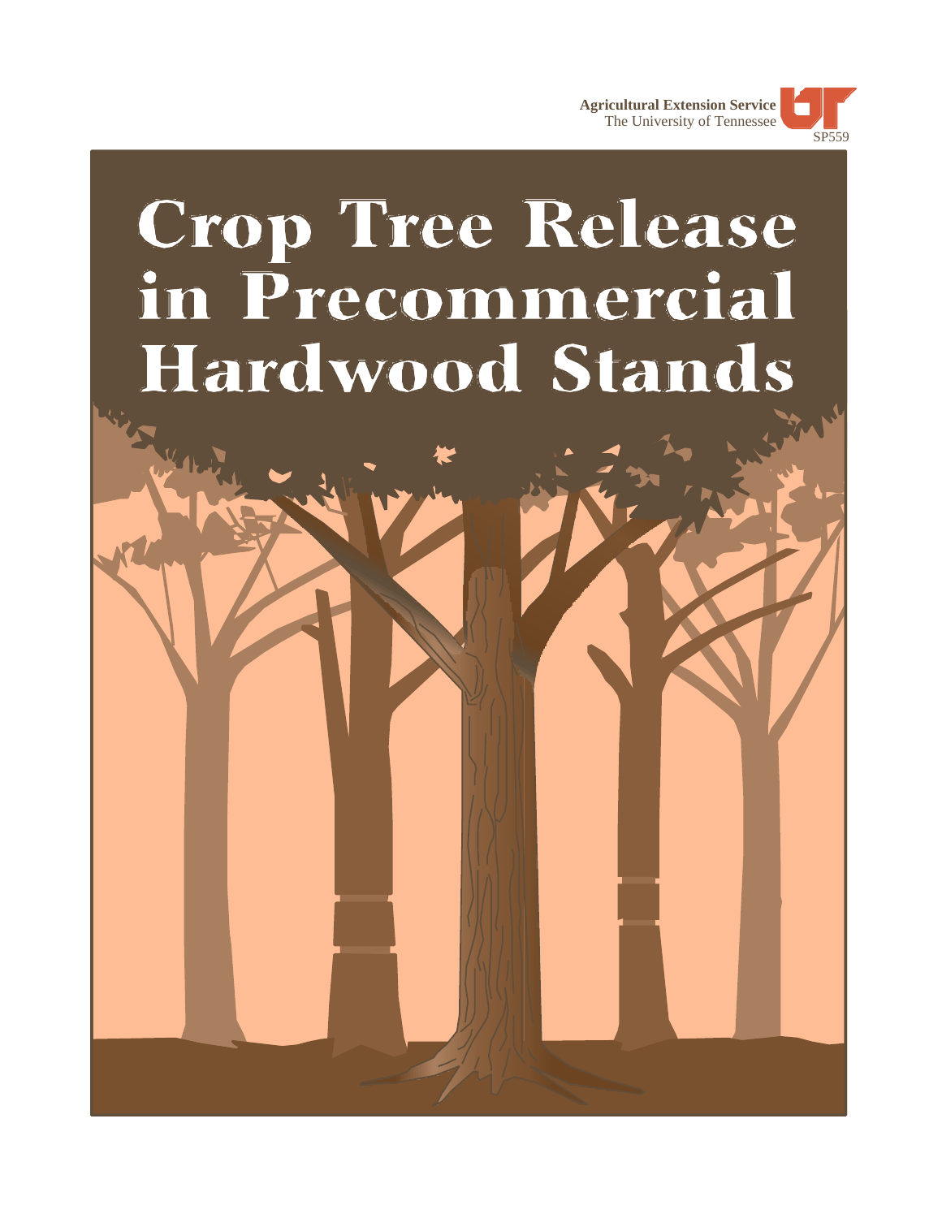**Agricultural Extension Service**
The University of Tennessee

SP559

# Crop Tree Release in Precommercial Hardwood Stands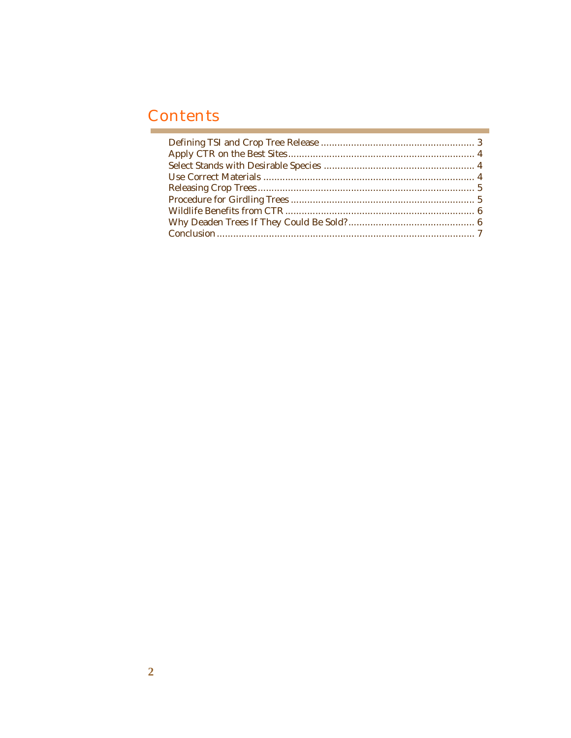# Contents

| | |
|---|---|
| Defining TSI and Crop Tree Release | 3 |
| Apply CTR on the Best Sites | 4 |
| Select Stands with Desirable Species | 4 |
| Use Correct Materials | 4 |
| Releasing Crop Trees | 5 |
| Procedure for Girdling Trees | 5 |
| Wildlife Benefits from CTR | 6 |
| Why Deaden Trees If They Could Be Sold? | 6 |
| Conclusion | 7 |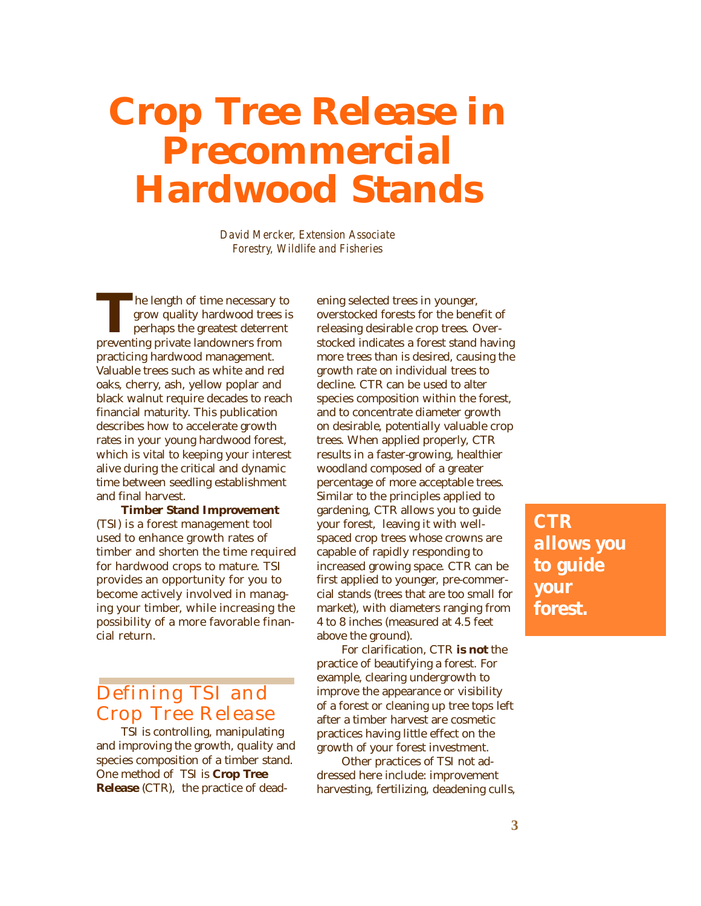# Crop Tree Release in Precommercial Hardwood Stands

*David Mercker, Extension Associate*
*Forestry, Wildlife and Fisheries*

The length of time necessary to grow quality hardwood trees is perhaps the greatest deterrent preventing private landowners from practicing hardwood management. Valuable trees such as white and red oaks, cherry, ash, yellow poplar and black walnut require decades to reach financial maturity. This publication describes how to accelerate growth rates in your young hardwood forest, which is vital to keeping your interest alive during the critical and dynamic time between seedling establishment and final harvest.

**Timber Stand Improvement** (TSI) is a forest management tool used to enhance growth rates of timber and shorten the time required for hardwood crops to mature. TSI provides an opportunity for you to become actively involved in managing your timber, while increasing the possibility of a more favorable financial return.

## Defining TSI and Crop Tree Release

TSI is controlling, manipulating and improving the growth, quality and species composition of a timber stand. One method of TSI is **Crop Tree Release** (CTR), the practice of deadening selected trees in younger, overstocked forests for the benefit of releasing desirable crop trees. Overstocked indicates a forest stand having more trees than is desired, causing the growth rate on individual trees to decline. CTR can be used to alter species composition within the forest, and to concentrate diameter growth on desirable, potentially valuable crop trees. When applied properly, CTR results in a faster-growing, healthier woodland composed of a greater percentage of more acceptable trees. Similar to the principles applied to gardening, CTR allows you to guide your forest, leaving it with well-spaced crop trees whose crowns are capable of rapidly responding to increased growing space. CTR can be first applied to younger, pre-commercial stands (trees that are too small for market), with diameters ranging from 4 to 8 inches (measured at 4.5 feet above the ground).

**CTR allows you to guide your forest.**

For clarification, CTR **is not** the practice of beautifying a forest. For example, clearing undergrowth to improve the appearance or visibility of a forest or cleaning up tree tops left after a timber harvest are cosmetic practices having little effect on the growth of your forest investment.

Other practices of TSI not addressed here include: improvement harvesting, fertilizing, deadening culls,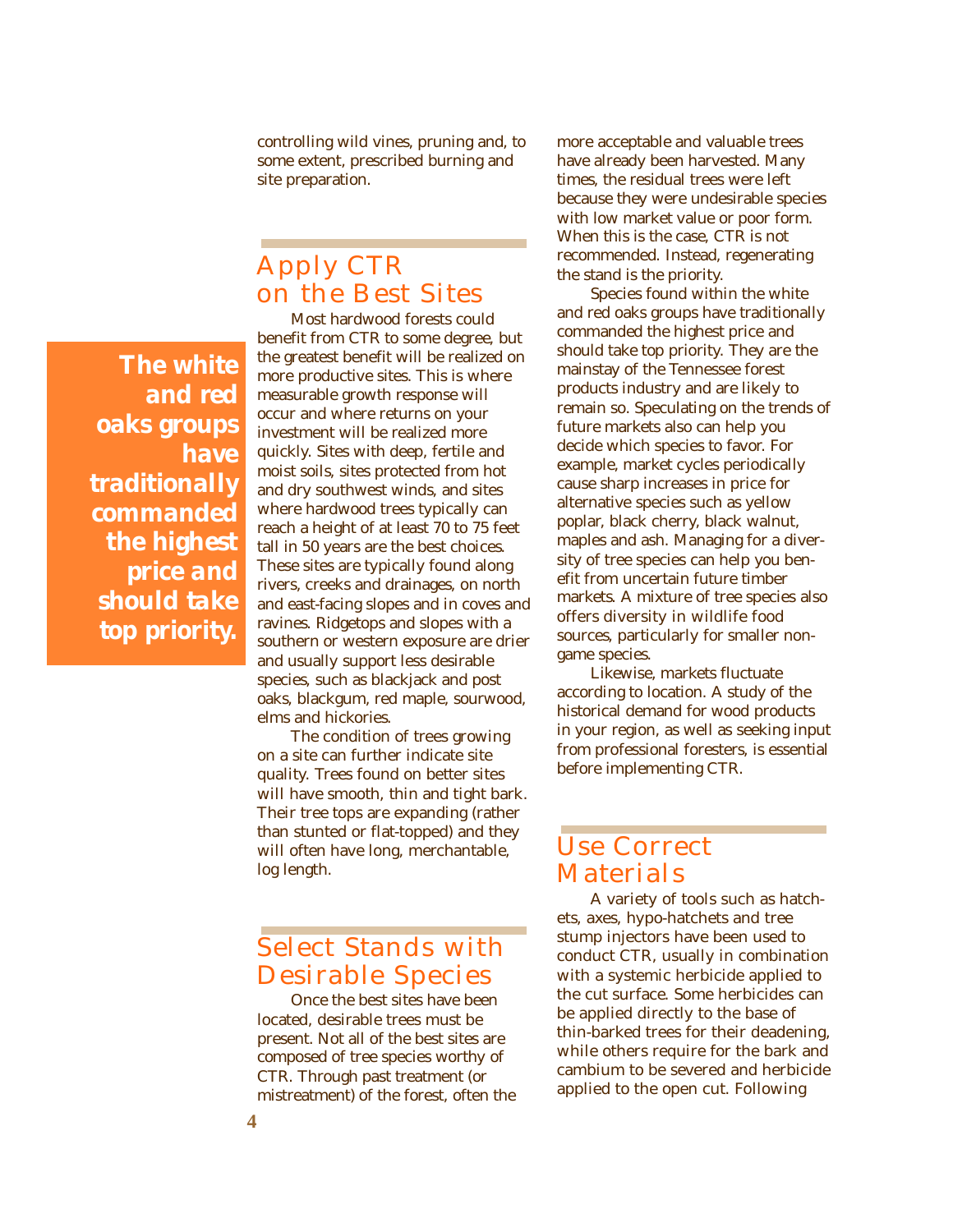controlling wild vines, pruning and, to some extent, prescribed burning and site preparation.

## Apply CTR on the Best Sites

Most hardwood forests could benefit from CTR to some degree, but the greatest benefit will be realized on more productive sites. This is where measurable growth response will occur and where returns on your investment will be realized more quickly. Sites with deep, fertile and moist soils, sites protected from hot and dry southwest winds, and sites where hardwood trees typically can reach a height of at least 70 to 75 feet tall in 50 years are the best choices. These sites are typically found along rivers, creeks and drainages, on north and east-facing slopes and in coves and ravines. Ridgetops and slopes with a southern or western exposure are drier and usually support less desirable species, such as blackjack and post oaks, blackgum, red maple, sourwood, elms and hickories.

The condition of trees growing on a site can further indicate site quality. Trees found on better sites will have smooth, thin and tight bark. Their tree tops are expanding (rather than stunted or flat-topped) and they will often have long, merchantable, log length.

**The white and red oaks groups have traditionally commanded the highest price and should take top priority.**

## Select Stands with Desirable Species

Once the best sites have been located, desirable trees must be present. Not all of the best sites are composed of tree species worthy of CTR. Through past treatment (or mistreatment) of the forest, often the more acceptable and valuable trees have already been harvested. Many times, the residual trees were left because they were undesirable species with low market value or poor form. When this is the case, CTR is not recommended. Instead, regenerating the stand is the priority.

Species found within the white and red oaks groups have traditionally commanded the highest price and should take top priority. They are the mainstay of the Tennessee forest products industry and are likely to remain so. Speculating on the trends of future markets also can help you decide which species to favor. For example, market cycles periodically cause sharp increases in price for alternative species such as yellow poplar, black cherry, black walnut, maples and ash. Managing for a diversity of tree species can help you benefit from uncertain future timber markets. A mixture of tree species also offers diversity in wildlife food sources, particularly for smaller non-game species.

Likewise, markets fluctuate according to location. A study of the historical demand for wood products in your region, as well as seeking input from professional foresters, is essential before implementing CTR.

## Use Correct Materials

A variety of tools such as hatchets, axes, hypo-hatchets and tree stump injectors have been used to conduct CTR, usually in combination with a systemic herbicide applied to the cut surface. Some herbicides can be applied directly to the base of thin-barked trees for their deadening, while others require for the bark and cambium to be severed and herbicide applied to the open cut. Following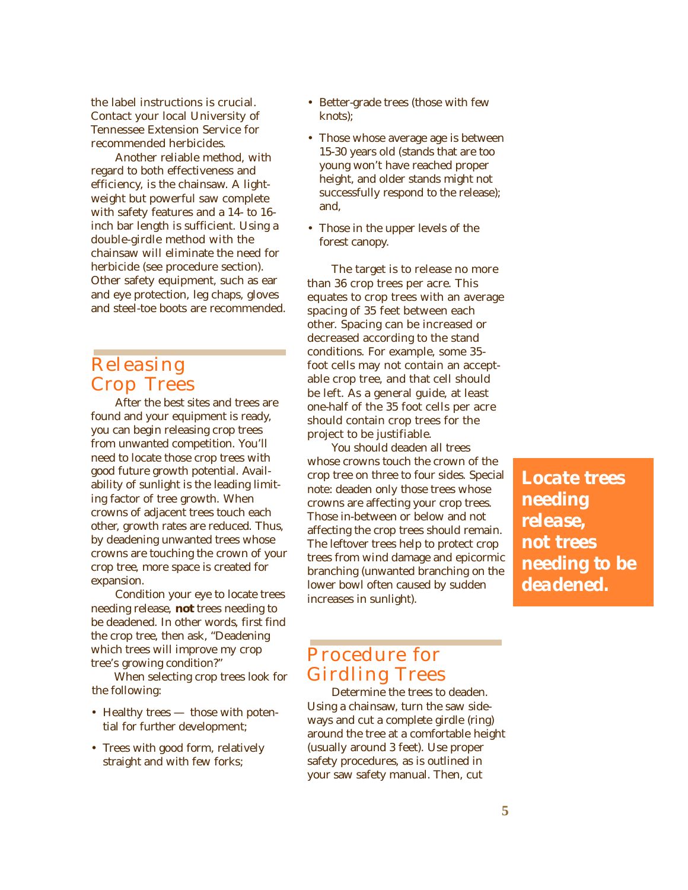the label instructions is crucial. Contact your local University of Tennessee Extension Service for recommended herbicides.

Another reliable method, with regard to both effectiveness and efficiency, is the chainsaw. A lightweight but powerful saw complete with safety features and a 14- to 16-inch bar length is sufficient. Using a double-girdle method with the chainsaw will eliminate the need for herbicide (see procedure section). Other safety equipment, such as ear and eye protection, leg chaps, gloves and steel-toe boots are recommended.

## Releasing Crop Trees

After the best sites and trees are found and your equipment is ready, you can begin releasing crop trees from unwanted competition. You'll need to locate those crop trees with good future growth potential. Availability of sunlight is the leading limiting factor of tree growth. When crowns of adjacent trees touch each other, growth rates are reduced. Thus, by deadening unwanted trees whose crowns are touching the crown of your crop tree, more space is created for expansion.

Condition your eye to locate trees needing release, **not** trees needing to be deadened. In other words, first find the crop tree, then ask, "Deadening which trees will improve my crop tree's growing condition?"

When selecting crop trees look for the following:

- Healthy trees — those with potential for further development;
- Trees with good form, relatively straight and with few forks;
- Better-grade trees (those with few knots);
- Those whose average age is between 15-30 years old (stands that are too young won't have reached proper height, and older stands might not successfully respond to the release); and,
- Those in the upper levels of the forest canopy.

The target is to release no more than 36 crop trees per acre. This equates to crop trees with an average spacing of 35 feet between each other. Spacing can be increased or decreased according to the stand conditions. For example, some 35-foot cells may not contain an acceptable crop tree, and that cell should be left. As a general guide, at least one-half of the 35 foot cells per acre should contain crop trees for the project to be justifiable.

You should deaden all trees whose crowns touch the crown of the crop tree on three to four sides. Special note: deaden only those trees whose crowns are affecting your crop trees. Those in-between or below and not affecting the crop trees should remain. The leftover trees help to protect crop trees from wind damage and epicormic branching (unwanted branching on the lower bowl often caused by sudden increases in sunlight).

**Locate trees needing release, not trees needing to be deadened.**

## Procedure for Girdling Trees

Determine the trees to deaden. Using a chainsaw, turn the saw sideways and cut a complete girdle (ring) around the tree at a comfortable height (usually around 3 feet). Use proper safety procedures, as is outlined in your saw safety manual. Then, cut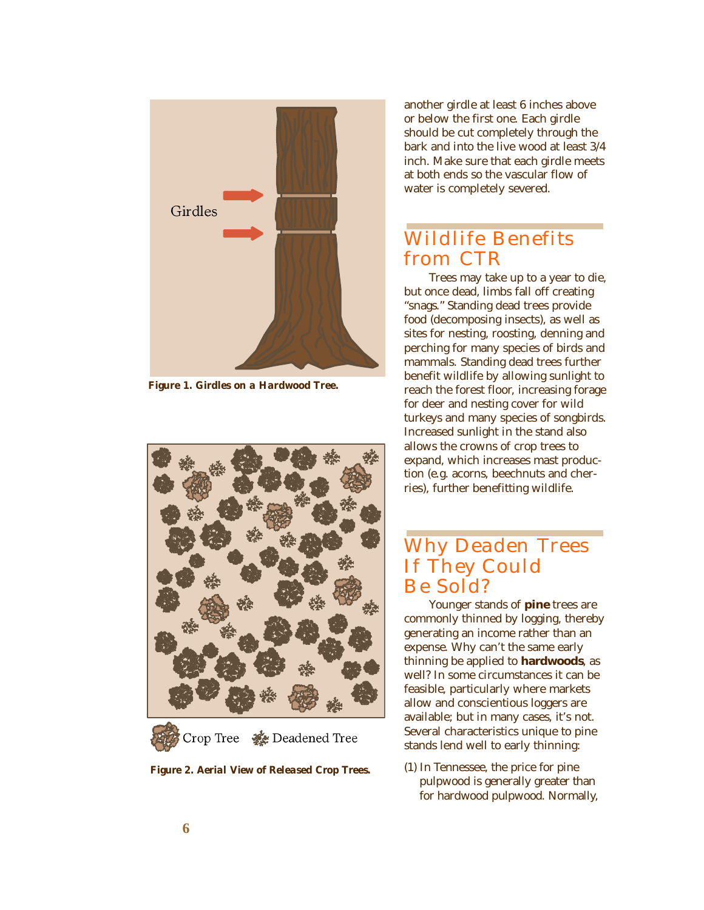Figure 1. Girdles on a Hardwood Tree.

Figure 2. Aerial View of Released Crop Trees.

another girdle at least 6 inches above or below the first one. Each girdle should be cut completely through the bark and into the live wood at least 3/4 inch. Make sure that each girdle meets at both ends so the vascular flow of water is completely severed.

## Wildlife Benefits from CTR

Trees may take up to a year to die, but once dead, limbs fall off creating "snags." Standing dead trees provide food (decomposing insects), as well as sites for nesting, roosting, denning and perching for many species of birds and mammals. Standing dead trees further benefit wildlife by allowing sunlight to reach the forest floor, increasing forage for deer and nesting cover for wild turkeys and many species of songbirds. Increased sunlight in the stand also allows the crowns of crop trees to expand, which increases mast production (e.g. acorns, beechnuts and cherries), further benefitting wildlife.

## Why Deaden Trees If They Could Be Sold?

Younger stands of **pine** trees are commonly thinned by logging, thereby generating an income rather than an expense. Why can't the same early thinning be applied to **hardwoods**, as well? In some circumstances it can be feasible, particularly where markets allow and conscientious loggers are available; but in many cases, it's not. Several characteristics unique to pine stands lend well to early thinning:

(1) In Tennessee, the price for pine pulpwood is generally greater than for hardwood pulpwood. Normally,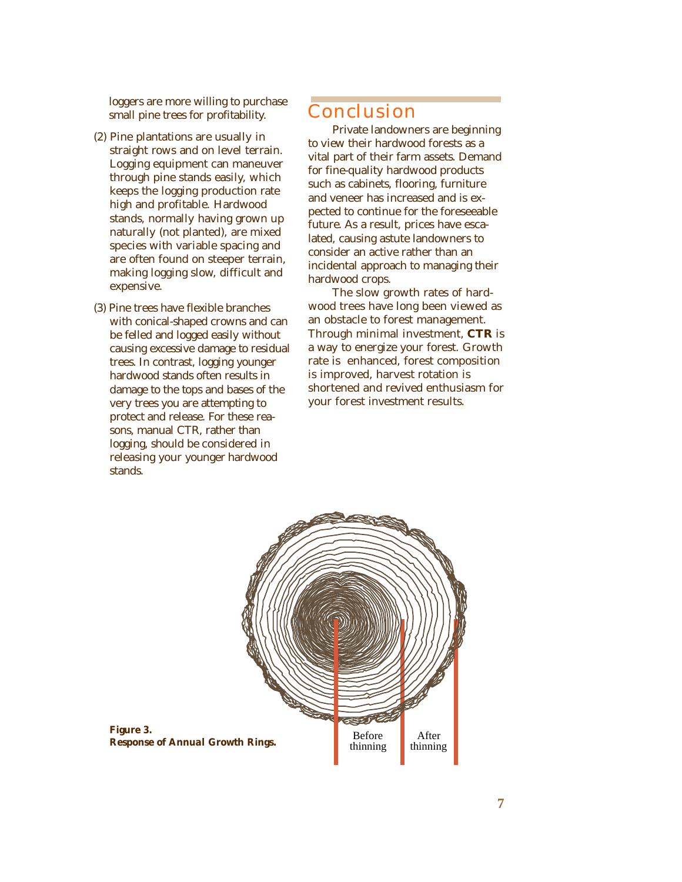loggers are more willing to purchase small pine trees for profitability.

(2) Pine plantations are usually in straight rows and on level terrain. Logging equipment can maneuver through pine stands easily, which keeps the logging production rate high and profitable. Hardwood stands, normally having grown up naturally (not planted), are mixed species with variable spacing and are often found on steeper terrain, making logging slow, difficult and expensive.

(3) Pine trees have flexible branches with conical-shaped crowns and can be felled and logged easily without causing excessive damage to residual trees. In contrast, logging younger hardwood stands often results in damage to the tops and bases of the very trees you are attempting to protect and release. For these reasons, manual CTR, rather than logging, should be considered in releasing your younger hardwood stands.

## Conclusion

Private landowners are beginning to view their hardwood forests as a vital part of their farm assets. Demand for fine-quality hardwood products such as cabinets, flooring, furniture and veneer has increased and is expected to continue for the foreseeable future. As a result, prices have escalated, causing astute landowners to consider an active rather than an incidental approach to managing their hardwood crops.

The slow growth rates of hardwood trees have long been viewed as an obstacle to forest management. Through minimal investment, **CTR** is a way to energize your forest. Growth rate is enhanced, forest composition is improved, harvest rotation is shortened and revived enthusiasm for your forest investment results.

Before thinning — After thinning

***Figure 3. Response of Annual Growth Rings.***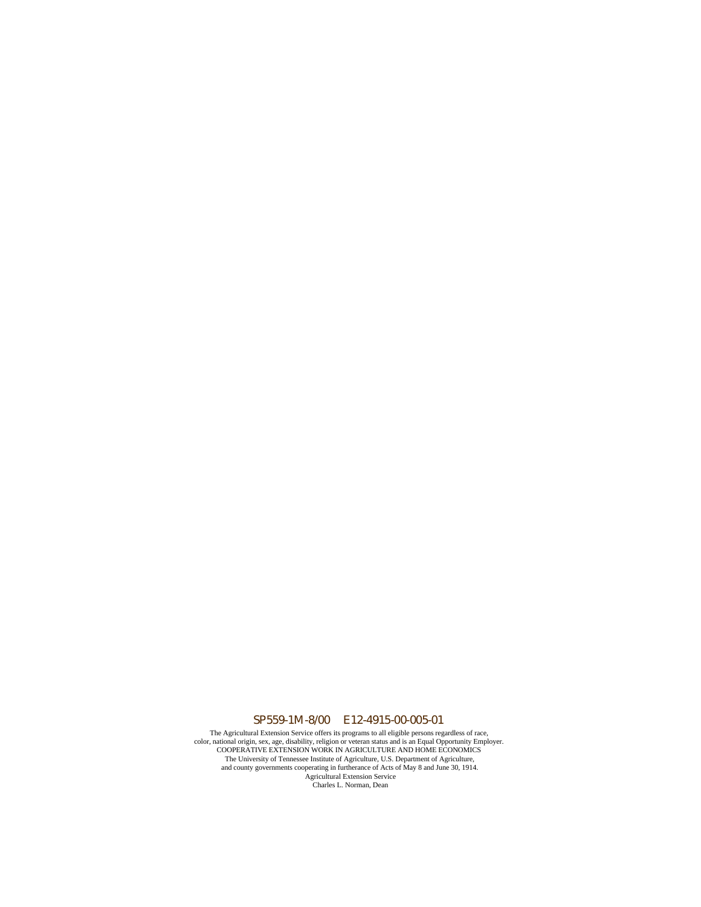SP559-1M-8/00    E12-4915-00-005-01

The Agricultural Extension Service offers its programs to all eligible persons regardless of race, color, national origin, sex, age, disability, religion or veteran status and is an Equal Opportunity Employer.
COOPERATIVE EXTENSION WORK IN AGRICULTURE AND HOME ECONOMICS
The University of Tennessee Institute of Agriculture, U.S. Department of Agriculture, and county governments cooperating in furtherance of Acts of May 8 and June 30, 1914.
Agricultural Extension Service
Charles L. Norman, Dean